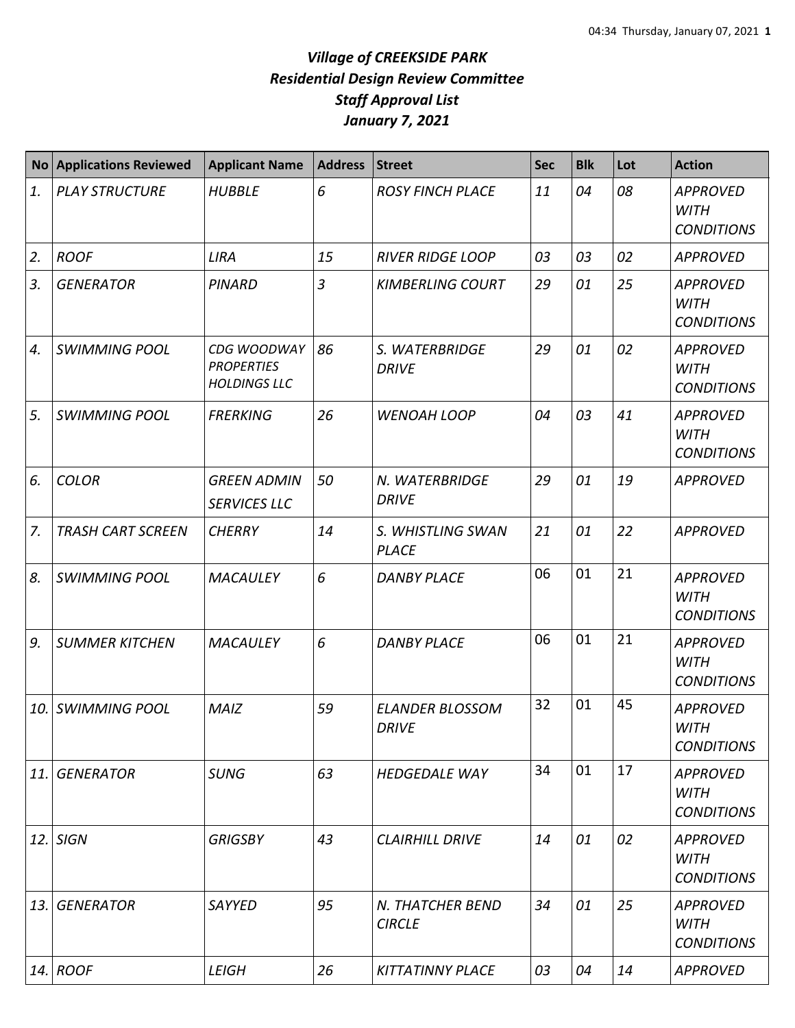# *Village of CREEKSIDE PARK*
## *Residential Design Review Committee*
## *Staff Approval List*
## *January 7, 2021*

| No | Applications Reviewed | Applicant Name | Address | Street | Sec | Blk | Lot | Action |
|---|---|---|---|---|---|---|---|---|
| *1.* | *PLAY STRUCTURE* | *HUBBLE* | *6* | *ROSY FINCH PLACE* | *11* | *04* | *08* | *APPROVED WITH CONDITIONS* |
| *2.* | *ROOF* | *LIRA* | *15* | *RIVER RIDGE LOOP* | *03* | *03* | *02* | *APPROVED* |
| *3.* | *GENERATOR* | *PINARD* | *3* | *KIMBERLING COURT* | *29* | *01* | *25* | *APPROVED WITH CONDITIONS* |
| *4.* | *SWIMMING POOL* | *CDG WOODWAY PROPERTIES HOLDINGS LLC* | *86* | *S. WATERBRIDGE DRIVE* | *29* | *01* | *02* | *APPROVED WITH CONDITIONS* |
| *5.* | *SWIMMING POOL* | *FRERKING* | *26* | *WENOAH LOOP* | *04* | *03* | *41* | *APPROVED WITH CONDITIONS* |
| *6.* | *COLOR* | *GREEN ADMIN SERVICES LLC* | *50* | *N. WATERBRIDGE DRIVE* | *29* | *01* | *19* | *APPROVED* |
| *7.* | *TRASH CART SCREEN* | *CHERRY* | *14* | *S. WHISTLING SWAN PLACE* | *21* | *01* | *22* | *APPROVED* |
| *8.* | *SWIMMING POOL* | *MACAULEY* | *6* | *DANBY PLACE* | 06 | 01 | 21 | *APPROVED WITH CONDITIONS* |
| *9.* | *SUMMER KITCHEN* | *MACAULEY* | *6* | *DANBY PLACE* | 06 | 01 | 21 | *APPROVED WITH CONDITIONS* |
| *10.* | *SWIMMING POOL* | *MAIZ* | *59* | *ELANDER BLOSSOM DRIVE* | 32 | 01 | 45 | *APPROVED WITH CONDITIONS* |
| *11.* | *GENERATOR* | *SUNG* | *63* | *HEDGEDALE WAY* | 34 | 01 | 17 | *APPROVED WITH CONDITIONS* |
| *12.* | *SIGN* | *GRIGSBY* | *43* | *CLAIRHILL DRIVE* | *14* | *01* | *02* | *APPROVED WITH CONDITIONS* |
| *13.* | *GENERATOR* | *SAYYED* | *95* | *N. THATCHER BEND CIRCLE* | *34* | *01* | *25* | *APPROVED WITH CONDITIONS* |
| *14.* | *ROOF* | *LEIGH* | *26* | *KITTATINNY PLACE* | *03* | *04* | *14* | *APPROVED* |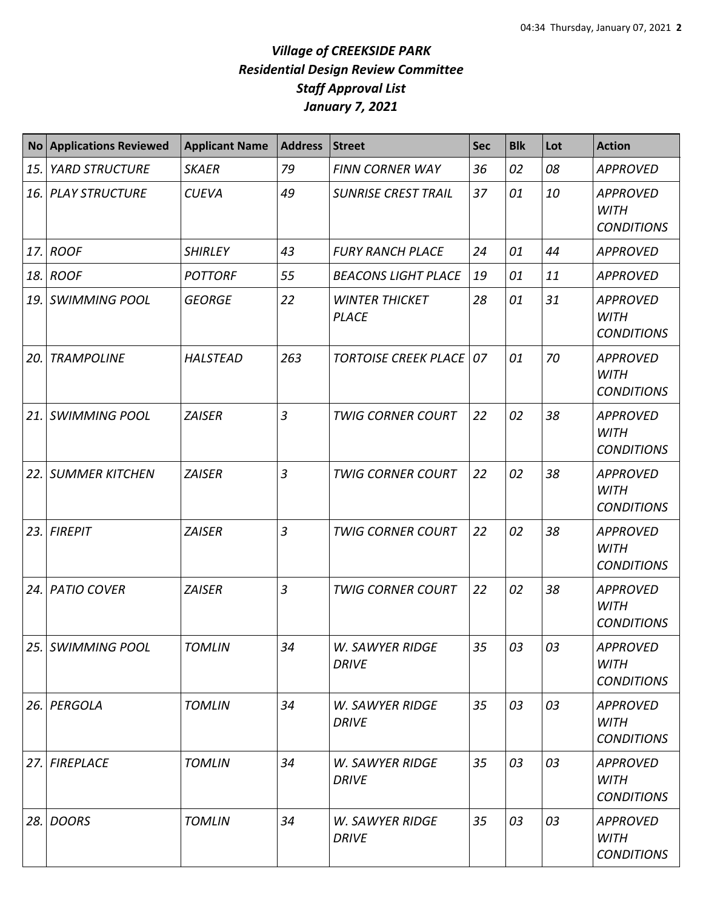# *Village of CREEKSIDE PARK*
## *Residential Design Review Committee*
## *Staff Approval List*
## *January 7, 2021*

| No | Applications Reviewed | Applicant Name | Address | Street | Sec | Blk | Lot | Action |
|---|---|---|---|---|---|---|---|---|
| *15.* | *YARD STRUCTURE* | *SKAER* | *79* | *FINN CORNER WAY* | *36* | *02* | *08* | *APPROVED* |
| *16.* | *PLAY STRUCTURE* | *CUEVA* | *49* | *SUNRISE CREST TRAIL* | *37* | *01* | *10* | *APPROVED WITH CONDITIONS* |
| *17.* | *ROOF* | *SHIRLEY* | *43* | *FURY RANCH PLACE* | *24* | *01* | *44* | *APPROVED* |
| *18.* | *ROOF* | *POTTORF* | *55* | *BEACONS LIGHT PLACE* | *19* | *01* | *11* | *APPROVED* |
| *19.* | *SWIMMING POOL* | *GEORGE* | *22* | *WINTER THICKET PLACE* | *28* | *01* | *31* | *APPROVED WITH CONDITIONS* |
| *20.* | *TRAMPOLINE* | *HALSTEAD* | *263* | *TORTOISE CREEK PLACE* | *07* | *01* | *70* | *APPROVED WITH CONDITIONS* |
| *21.* | *SWIMMING POOL* | *ZAISER* | *3* | *TWIG CORNER COURT* | *22* | *02* | *38* | *APPROVED WITH CONDITIONS* |
| *22.* | *SUMMER KITCHEN* | *ZAISER* | *3* | *TWIG CORNER COURT* | *22* | *02* | *38* | *APPROVED WITH CONDITIONS* |
| *23.* | *FIREPIT* | *ZAISER* | *3* | *TWIG CORNER COURT* | *22* | *02* | *38* | *APPROVED WITH CONDITIONS* |
| *24.* | *PATIO COVER* | *ZAISER* | *3* | *TWIG CORNER COURT* | *22* | *02* | *38* | *APPROVED WITH CONDITIONS* |
| *25.* | *SWIMMING POOL* | *TOMLIN* | *34* | *W. SAWYER RIDGE DRIVE* | *35* | *03* | *03* | *APPROVED WITH CONDITIONS* |
| *26.* | *PERGOLA* | *TOMLIN* | *34* | *W. SAWYER RIDGE DRIVE* | *35* | *03* | *03* | *APPROVED WITH CONDITIONS* |
| *27.* | *FIREPLACE* | *TOMLIN* | *34* | *W. SAWYER RIDGE DRIVE* | *35* | *03* | *03* | *APPROVED WITH CONDITIONS* |
| *28.* | *DOORS* | *TOMLIN* | *34* | *W. SAWYER RIDGE DRIVE* | *35* | *03* | *03* | *APPROVED WITH CONDITIONS* |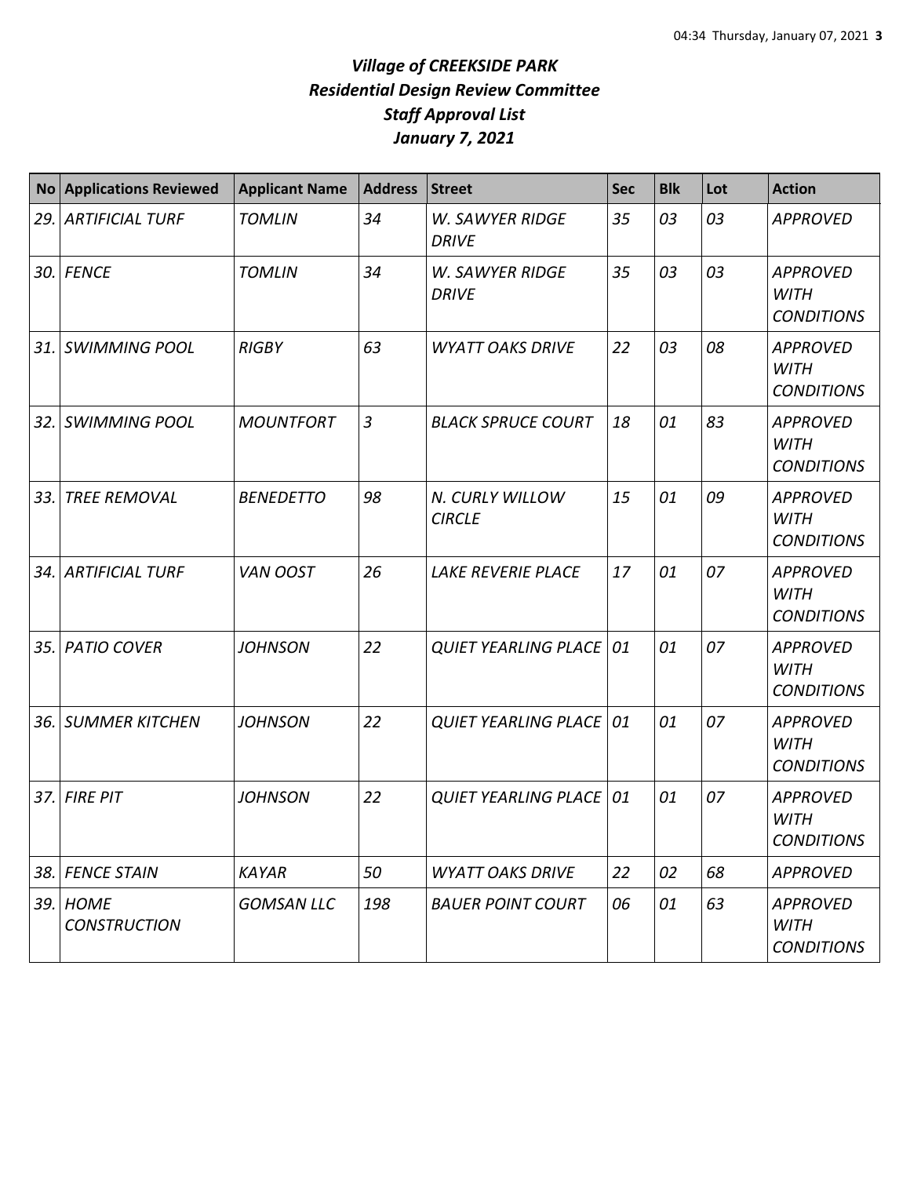# *Village of CREEKSIDE PARK*
## *Residential Design Review Committee*
## *Staff Approval List*
## *January 7, 2021*

| No | Applications Reviewed | Applicant Name | Address | Street | Sec | Blk | Lot | Action |
|---|---|---|---|---|---|---|---|---|
| *29.* | *ARTIFICIAL TURF* | *TOMLIN* | *34* | *W. SAWYER RIDGE DRIVE* | *35* | *03* | *03* | *APPROVED* |
| *30.* | *FENCE* | *TOMLIN* | *34* | *W. SAWYER RIDGE DRIVE* | *35* | *03* | *03* | *APPROVED WITH CONDITIONS* |
| *31.* | *SWIMMING POOL* | *RIGBY* | *63* | *WYATT OAKS DRIVE* | *22* | *03* | *08* | *APPROVED WITH CONDITIONS* |
| *32.* | *SWIMMING POOL* | *MOUNTFORT* | *3* | *BLACK SPRUCE COURT* | *18* | *01* | *83* | *APPROVED WITH CONDITIONS* |
| *33.* | *TREE REMOVAL* | *BENEDETTO* | *98* | *N. CURLY WILLOW CIRCLE* | *15* | *01* | *09* | *APPROVED WITH CONDITIONS* |
| *34.* | *ARTIFICIAL TURF* | *VAN OOST* | *26* | *LAKE REVERIE PLACE* | *17* | *01* | *07* | *APPROVED WITH CONDITIONS* |
| *35.* | *PATIO COVER* | *JOHNSON* | *22* | *QUIET YEARLING PLACE* | *01* | *01* | *07* | *APPROVED WITH CONDITIONS* |
| *36.* | *SUMMER KITCHEN* | *JOHNSON* | *22* | *QUIET YEARLING PLACE* | *01* | *01* | *07* | *APPROVED WITH CONDITIONS* |
| *37.* | *FIRE PIT* | *JOHNSON* | *22* | *QUIET YEARLING PLACE* | *01* | *01* | *07* | *APPROVED WITH CONDITIONS* |
| *38.* | *FENCE STAIN* | *KAYAR* | *50* | *WYATT OAKS DRIVE* | *22* | *02* | *68* | *APPROVED* |
| *39.* | *HOME CONSTRUCTION* | *GOMSAN LLC* | *198* | *BAUER POINT COURT* | *06* | *01* | *63* | *APPROVED WITH CONDITIONS* |